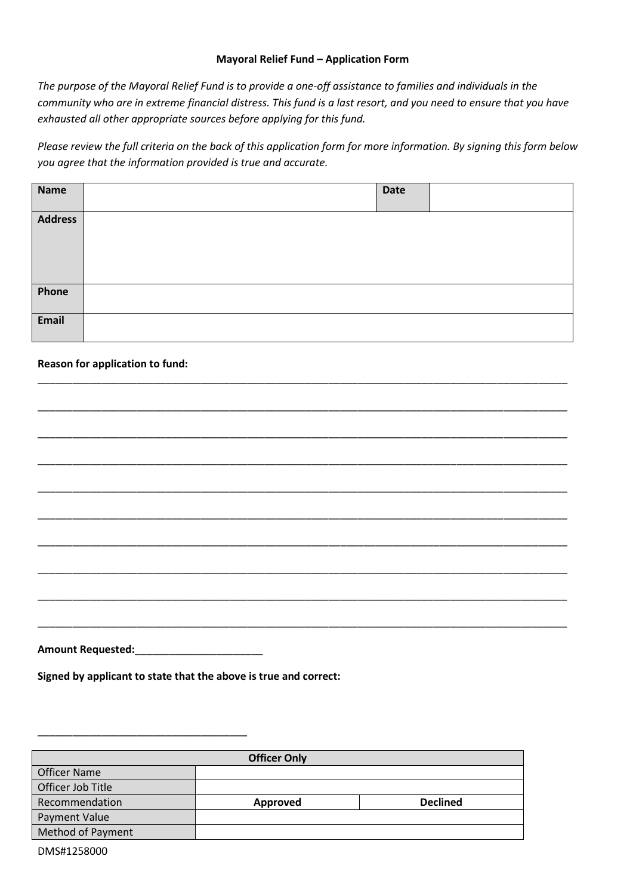**Mayoral Relief Fund – Application Form**

*The purpose of the Mayoral Relief Fund is to provide a one-off assistance to families and individuals in the community who are in extreme financial distress. This fund is a last resort, and you need to ensure that you have exhausted all other appropriate sources before applying for this fund.*

*Please review the full criteria on the back of this application form for more information. By signing this form below you agree that the information provided is true and accurate.*

| **Name** | | **Date** | |
|---|---|---|---|
| **Address** | | | |
| **Phone** | | | |
| **Email** | | | |

**Reason for application to fund:**

______________________________________________________________________________________

______________________________________________________________________________________

______________________________________________________________________________________

______________________________________________________________________________________

______________________________________________________________________________________

______________________________________________________________________________________

______________________________________________________________________________________

______________________________________________________________________________________

______________________________________________________________________________________

______________________________________________________________________________________

**Amount Requested:**_______________________

**Signed by applicant to state that the above is true and correct:**

_____________________________________

| **Officer Only** | | |
|---|---|---|
| Officer Name | | |
| Officer Job Title | | |
| Recommendation | **Approved** | **Declined** |
| Payment Value | | |
| Method of Payment | | |

DMS#1258000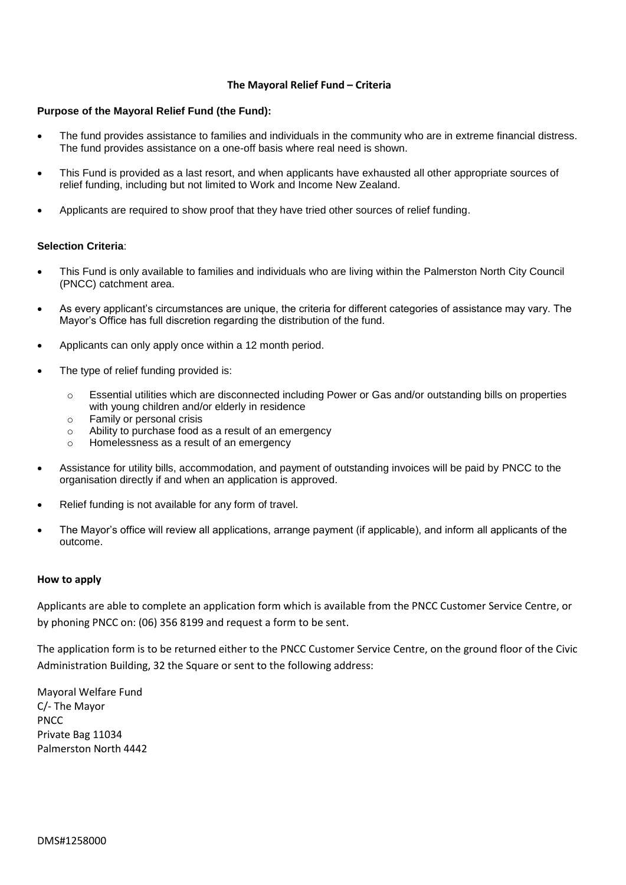# The Mayoral Relief Fund – Criteria

**Purpose of the Mayoral Relief Fund (the Fund):**

- The fund provides assistance to families and individuals in the community who are in extreme financial distress. The fund provides assistance on a one-off basis where real need is shown.
- This Fund is provided as a last resort, and when applicants have exhausted all other appropriate sources of relief funding, including but not limited to Work and Income New Zealand.
- Applicants are required to show proof that they have tried other sources of relief funding.

**Selection Criteria**:

- This Fund is only available to families and individuals who are living within the Palmerston North City Council (PNCC) catchment area.
- As every applicant's circumstances are unique, the criteria for different categories of assistance may vary. The Mayor's Office has full discretion regarding the distribution of the fund.
- Applicants can only apply once within a 12 month period.
- The type of relief funding provided is:
    - Essential utilities which are disconnected including Power or Gas and/or outstanding bills on properties with young children and/or elderly in residence
    - Family or personal crisis
    - Ability to purchase food as a result of an emergency
    - Homelessness as a result of an emergency
- Assistance for utility bills, accommodation, and payment of outstanding invoices will be paid by PNCC to the organisation directly if and when an application is approved.
- Relief funding is not available for any form of travel.
- The Mayor's office will review all applications, arrange payment (if applicable), and inform all applicants of the outcome.

**How to apply**

Applicants are able to complete an application form which is available from the PNCC Customer Service Centre, or by phoning PNCC on: (06) 356 8199 and request a form to be sent.

The application form is to be returned either to the PNCC Customer Service Centre, on the ground floor of the Civic Administration Building, 32 the Square or sent to the following address:

Mayoral Welfare Fund
C/- The Mayor
PNCC
Private Bag 11034
Palmerston North 4442

DMS#1258000